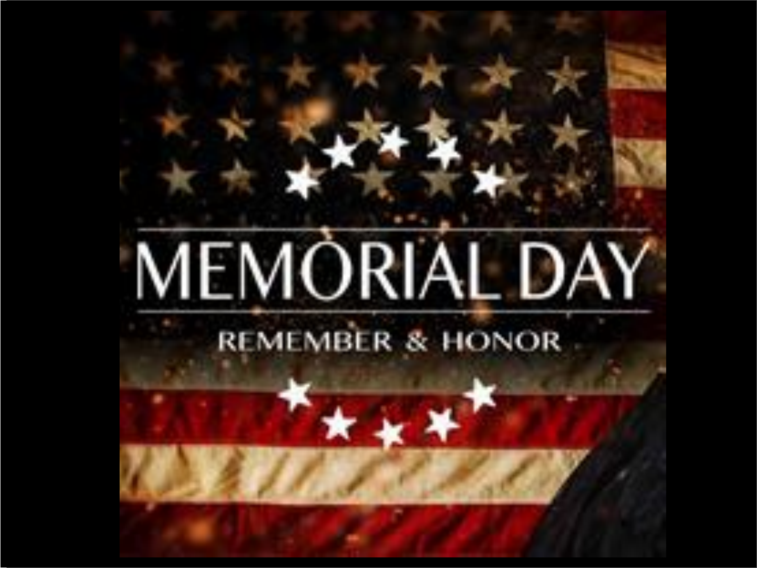# MEMORIAL DAY

REMEMBER & HONOR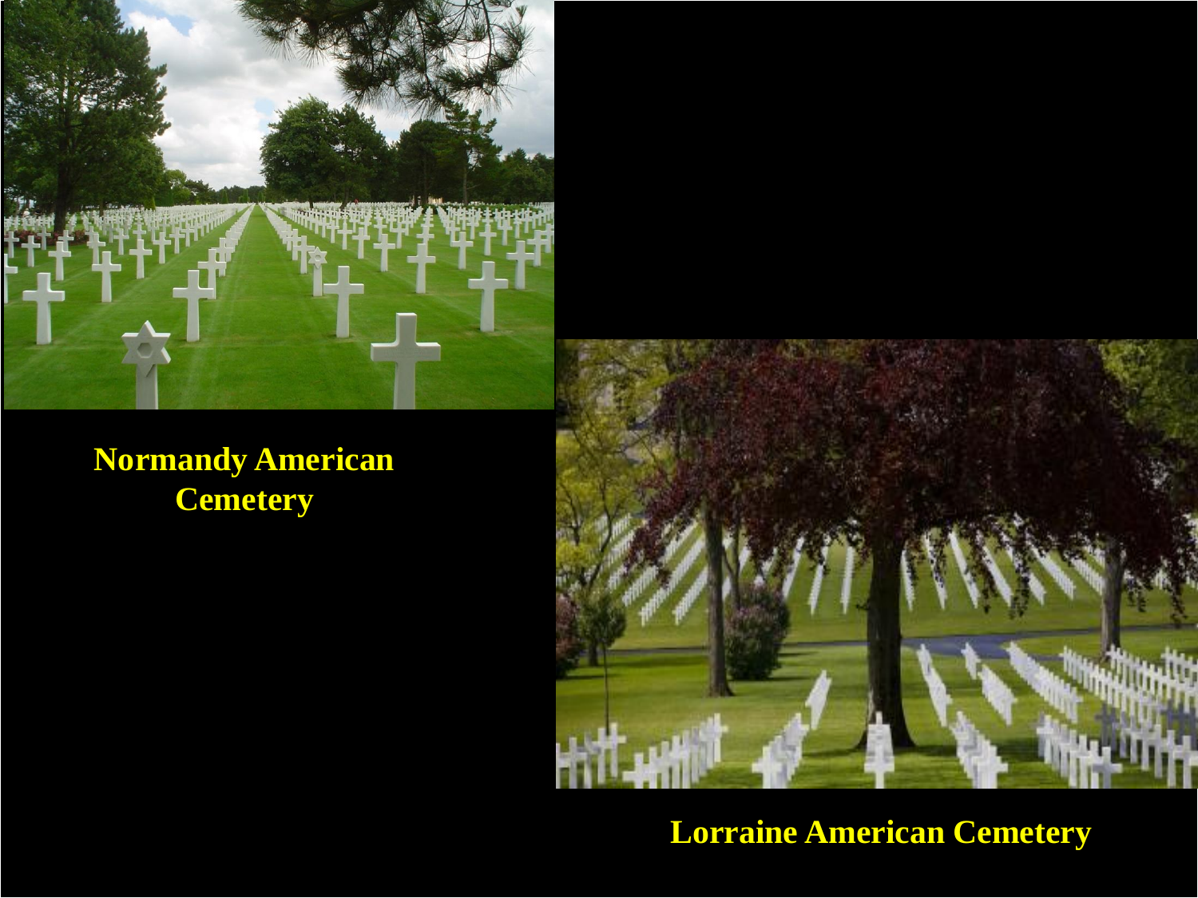Normandy American Cemetery

Lorraine American Cemetery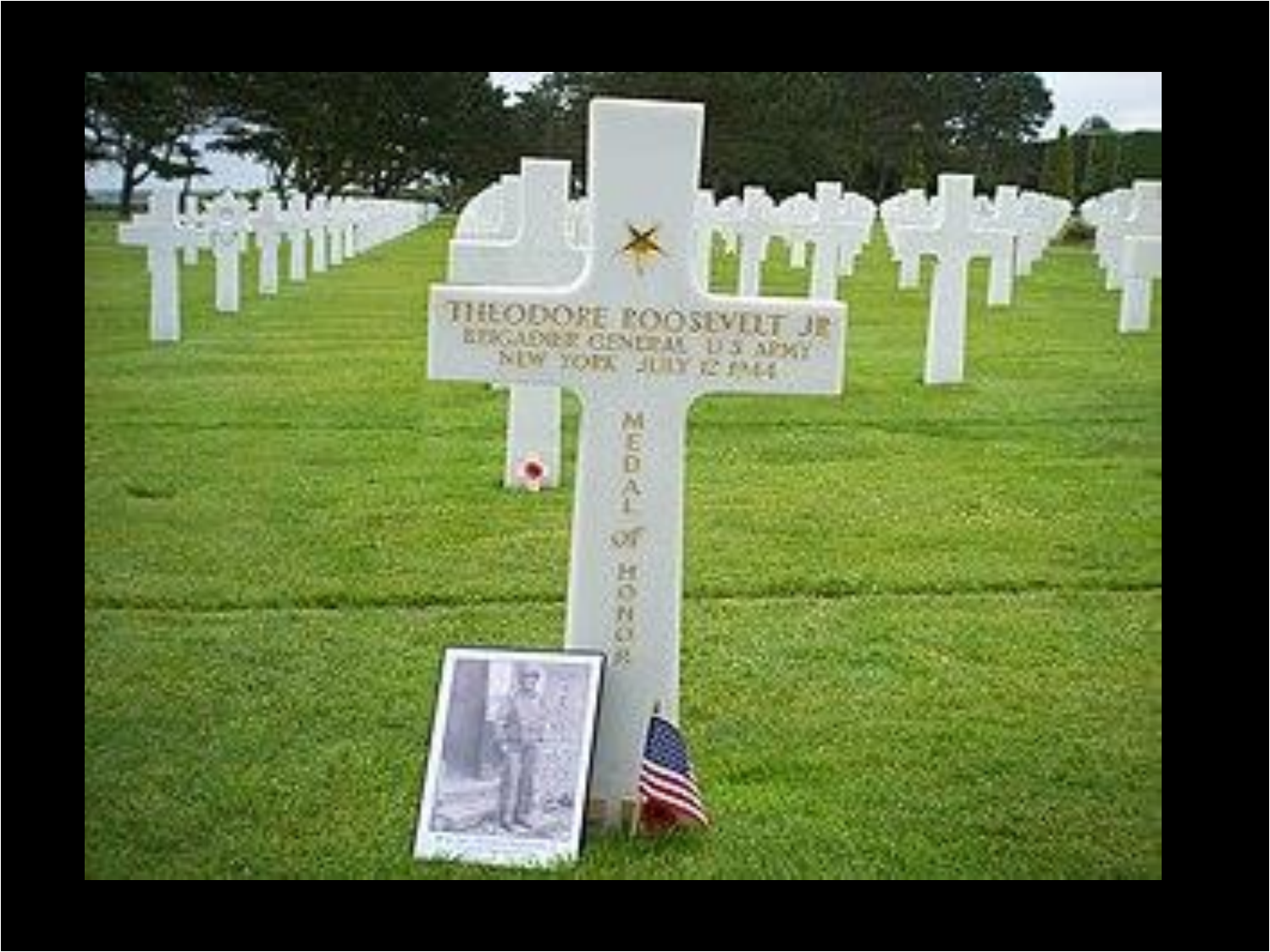THEODORE ROOSEVELT JR
BRIGADIER GENERAL U S ARMY
NEW YORK JULY 12 1944

MEDAL of HONOR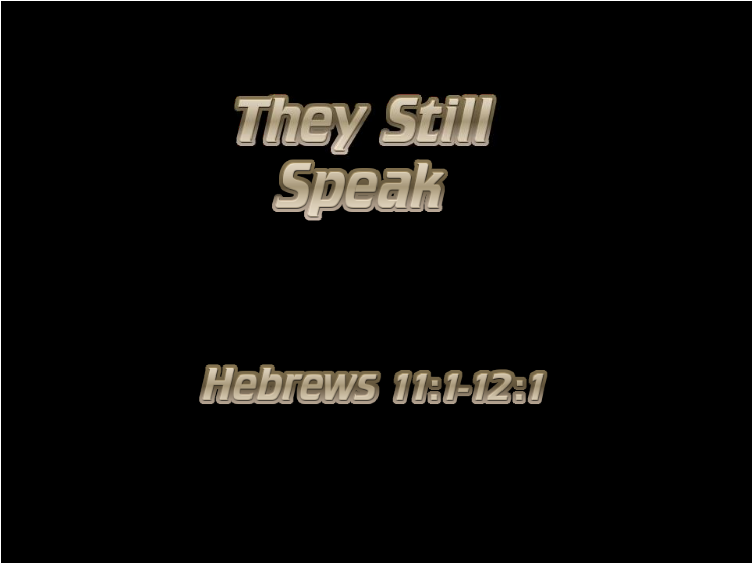# They Still Speak

## Hebrews 11:1-12:1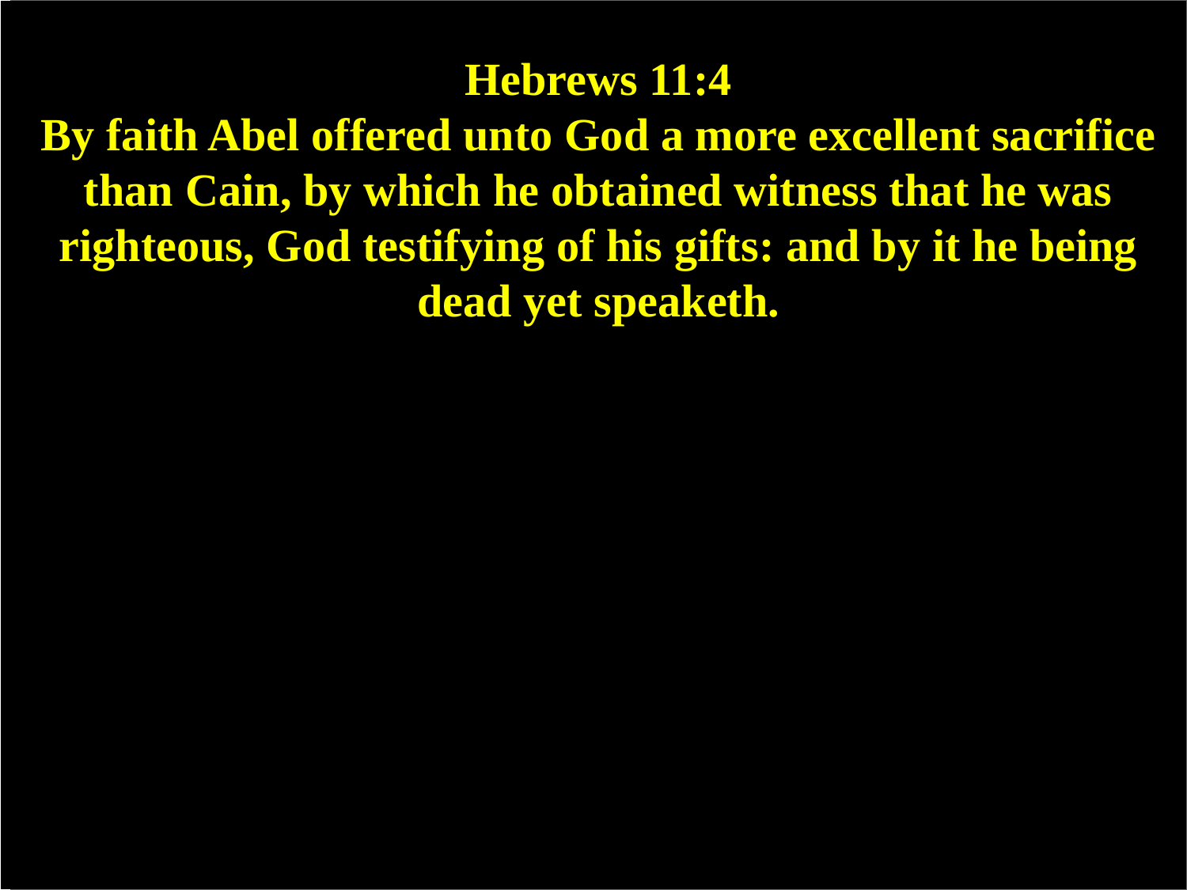**Hebrews 11:4**

**By faith Abel offered unto God a more excellent sacrifice than Cain, by which he obtained witness that he was righteous, God testifying of his gifts: and by it he being dead yet speaketh.**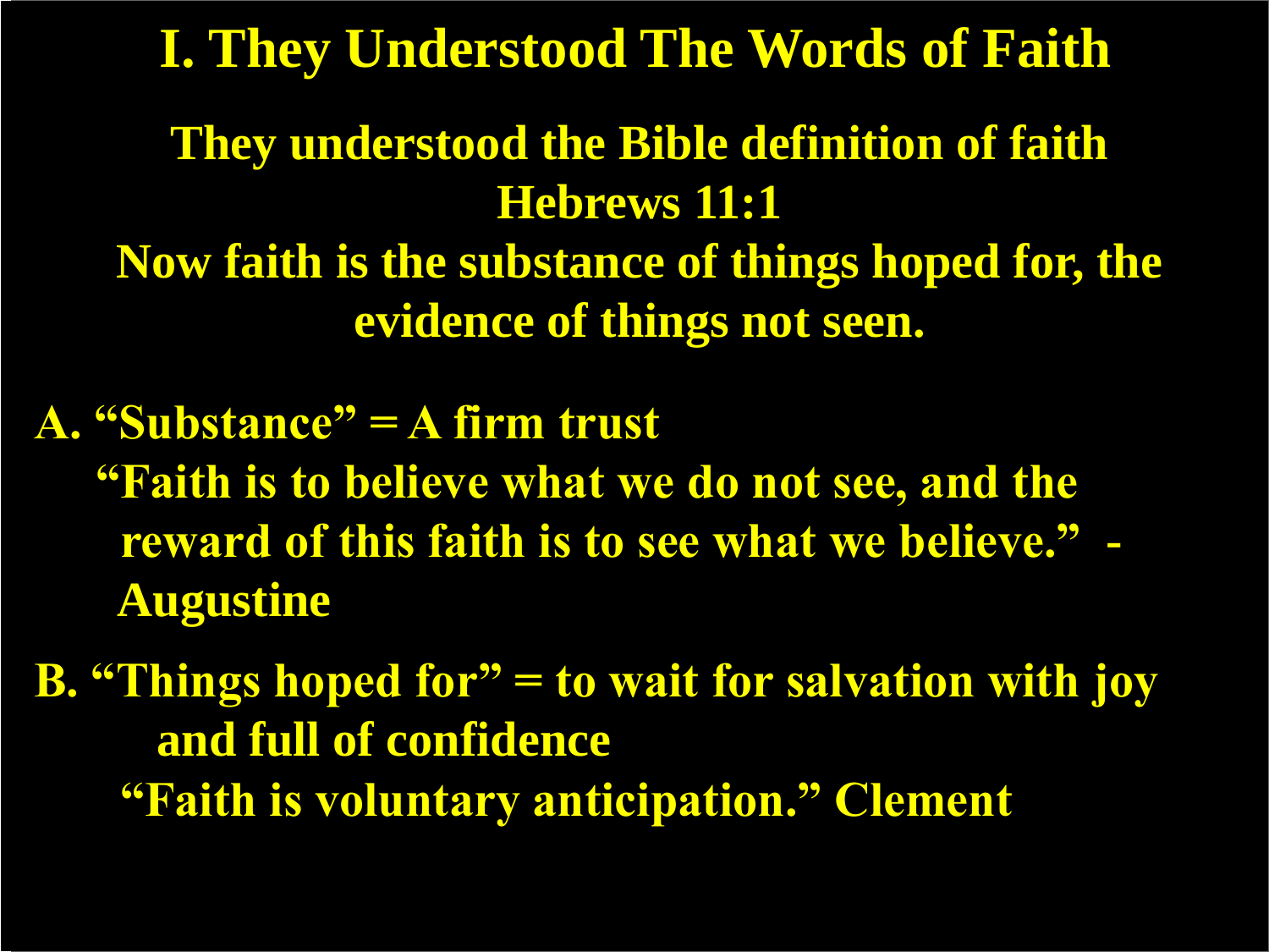# I. They Understood The Words of Faith

**They understood the Bible definition of faith**
**Hebrews 11:1**
**Now faith is the substance of things hoped for, the evidence of things not seen.**

**A. "Substance" = A firm trust**

**"Faith is to believe what we do not see, and the reward of this faith is to see what we believe." - Augustine**

**B. "Things hoped for" = to wait for salvation with joy and full of confidence**

**"Faith is voluntary anticipation." Clement**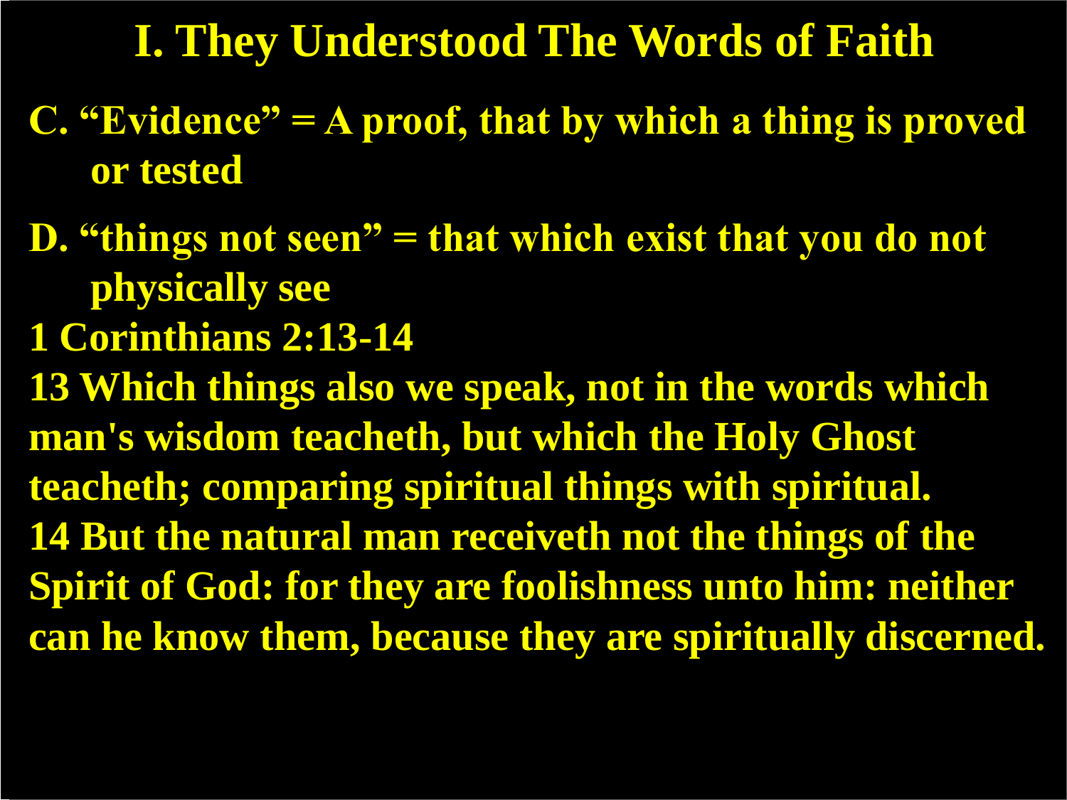# I. They Understood The Words of Faith

**C. "Evidence" = A proof, that by which a thing is proved or tested**

**D. "things not seen" = that which exist that you do not physically see**

**1 Corinthians 2:13-14**

**13 Which things also we speak, not in the words which man's wisdom teacheth, but which the Holy Ghost teacheth; comparing spiritual things with spiritual.**

**14 But the natural man receiveth not the things of the Spirit of God: for they are foolishness unto him: neither can he know them, because they are spiritually discerned.**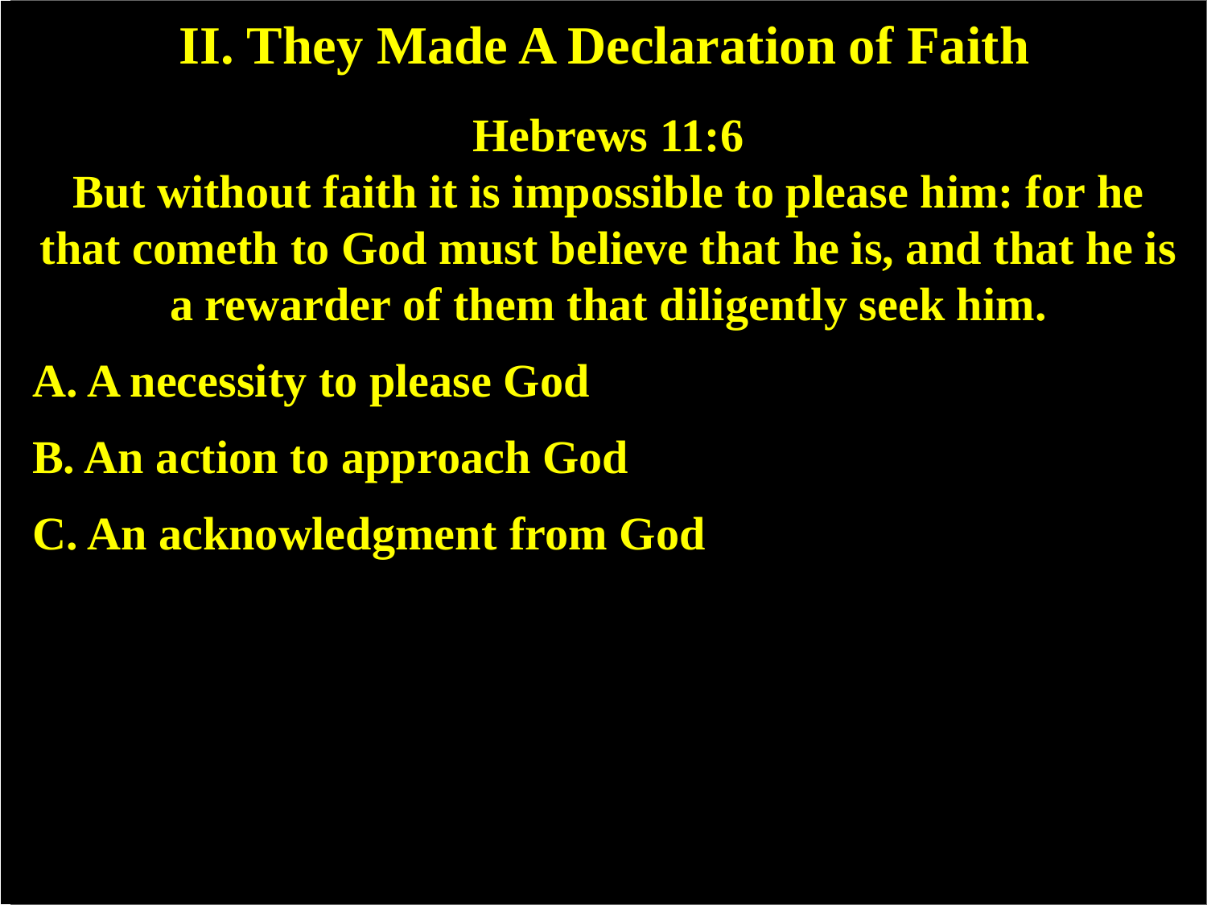# II. They Made A Declaration of Faith

**Hebrews 11:6**

**But without faith it is impossible to please him: for he that cometh to God must believe that he is, and that he is a rewarder of them that diligently seek him.**

**A. A necessity to please God**

**B. An action to approach God**

**C. An acknowledgment from God**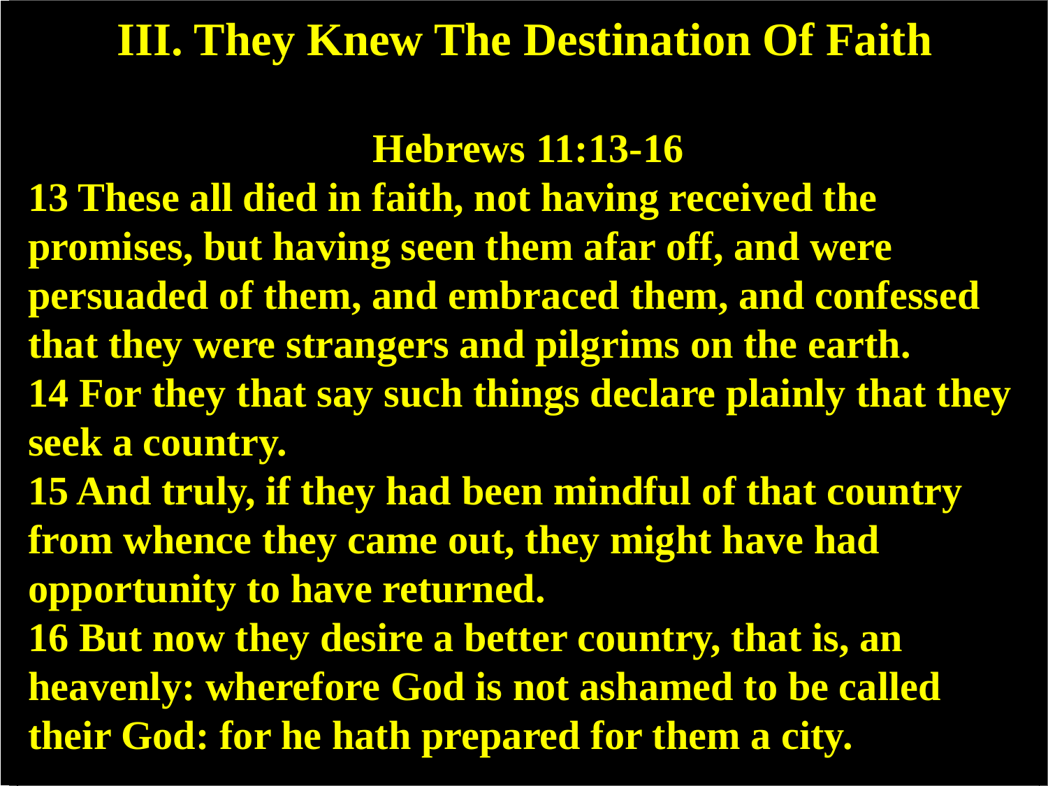# III. They Knew The Destination Of Faith

**Hebrews 11:13-16**

**13 These all died in faith, not having received the promises, but having seen them afar off, and were persuaded of them, and embraced them, and confessed that they were strangers and pilgrims on the earth.**
**14 For they that say such things declare plainly that they seek a country.**
**15 And truly, if they had been mindful of that country from whence they came out, they might have had opportunity to have returned.**
**16 But now they desire a better country, that is, an heavenly: wherefore God is not ashamed to be called their God: for he hath prepared for them a city.**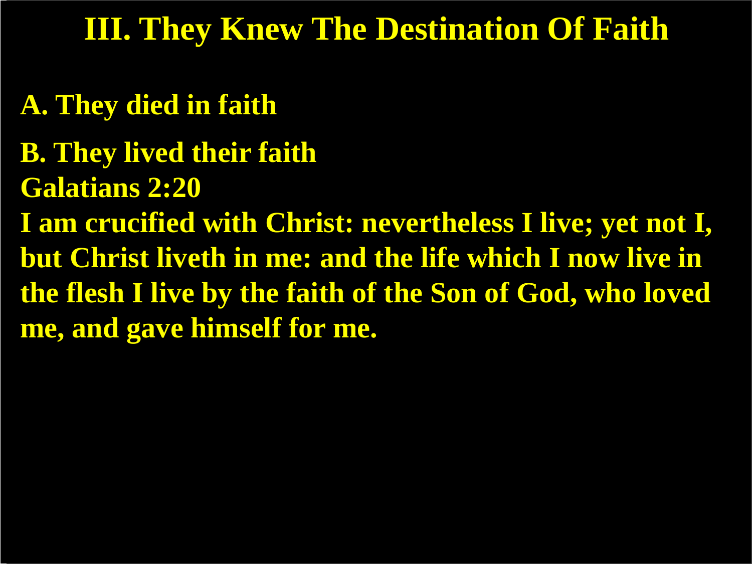# III. They Knew The Destination Of Faith

**A. They died in faith**

**B. They lived their faith**

**Galatians 2:20**

**I am crucified with Christ: nevertheless I live; yet not I, but Christ liveth in me: and the life which I now live in the flesh I live by the faith of the Son of God, who loved me, and gave himself for me.**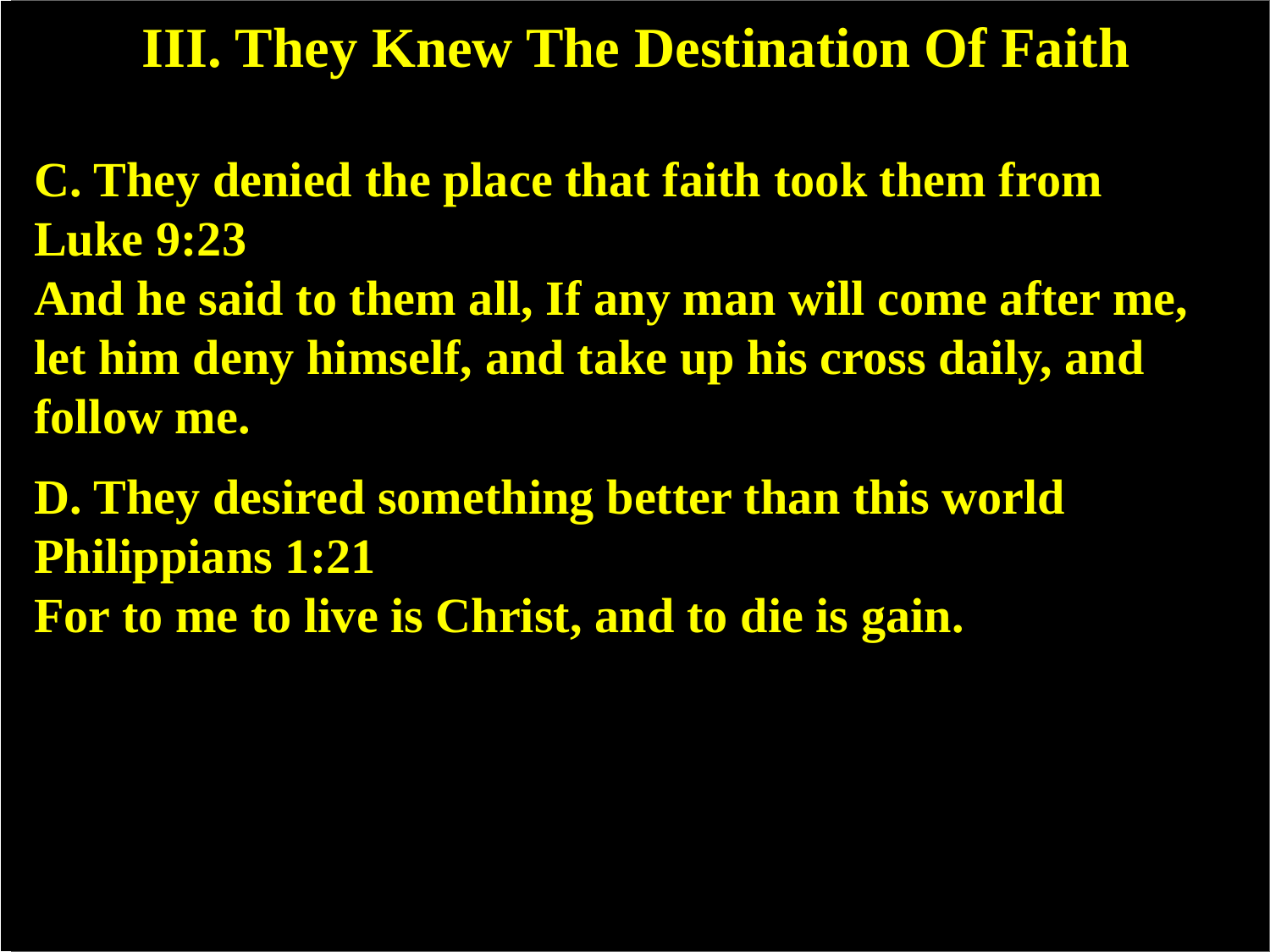# III. They Knew The Destination Of Faith

**C. They denied the place that faith took them from**
**Luke 9:23**
**And he said to them all, If any man will come after me, let him deny himself, and take up his cross daily, and follow me.**

**D. They desired something better than this world**
**Philippians 1:21**
**For to me to live is Christ, and to die is gain.**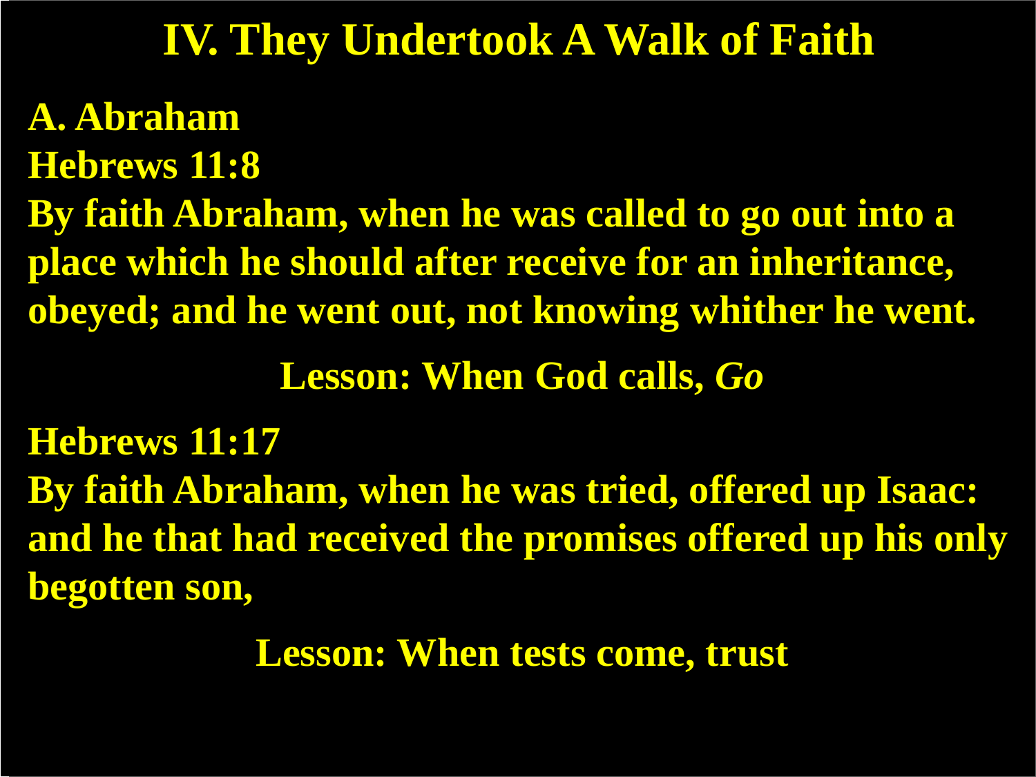# IV. They Undertook A Walk of Faith

**A. Abraham**

**Hebrews 11:8**

**By faith Abraham, when he was called to go out into a place which he should after receive for an inheritance, obeyed; and he went out, not knowing whither he went.**

**Lesson: When God calls, *Go***

**Hebrews 11:17**

**By faith Abraham, when he was tried, offered up Isaac: and he that had received the promises offered up his only begotten son,**

**Lesson: When tests come, trust**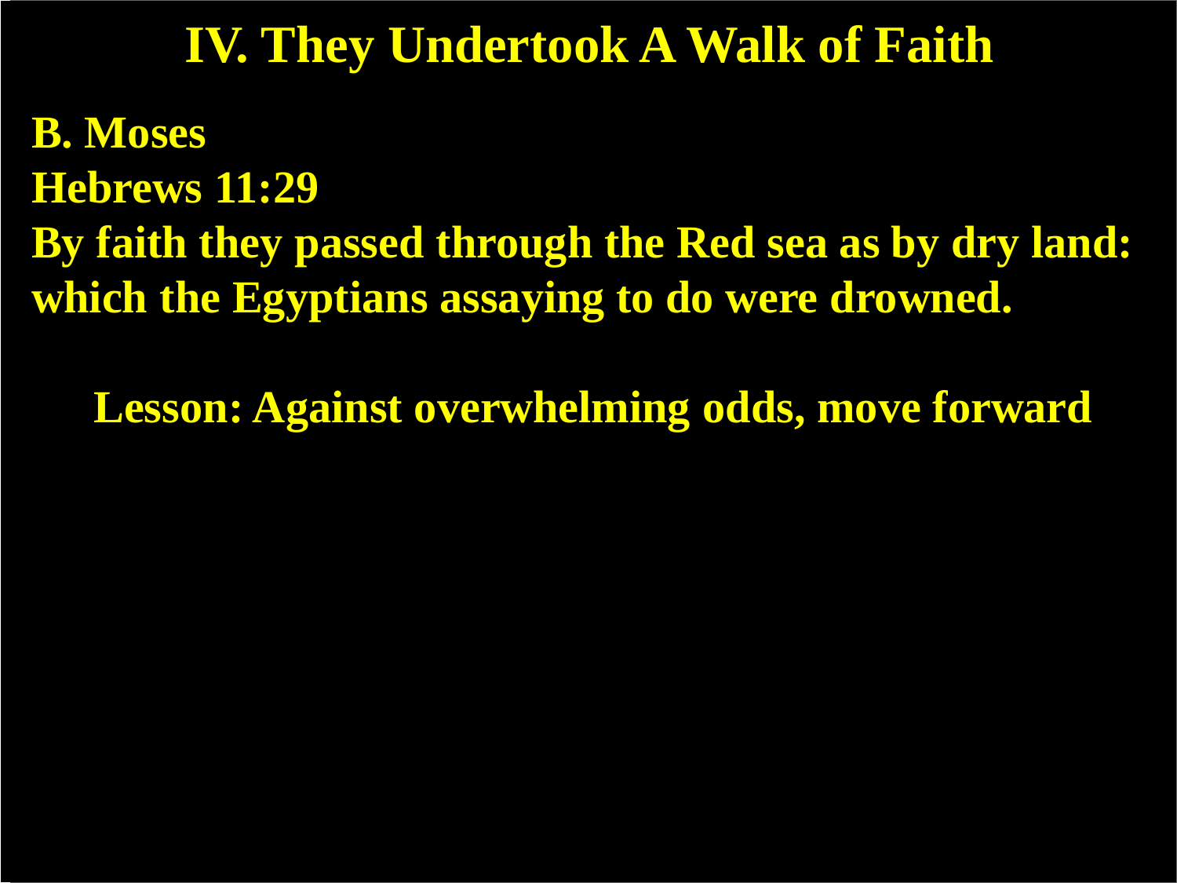# IV. They Undertook A Walk of Faith

**B. Moses**

**Hebrews 11:29**

**By faith they passed through the Red sea as by dry land: which the Egyptians assaying to do were drowned.**

**Lesson: Against overwhelming odds, move forward**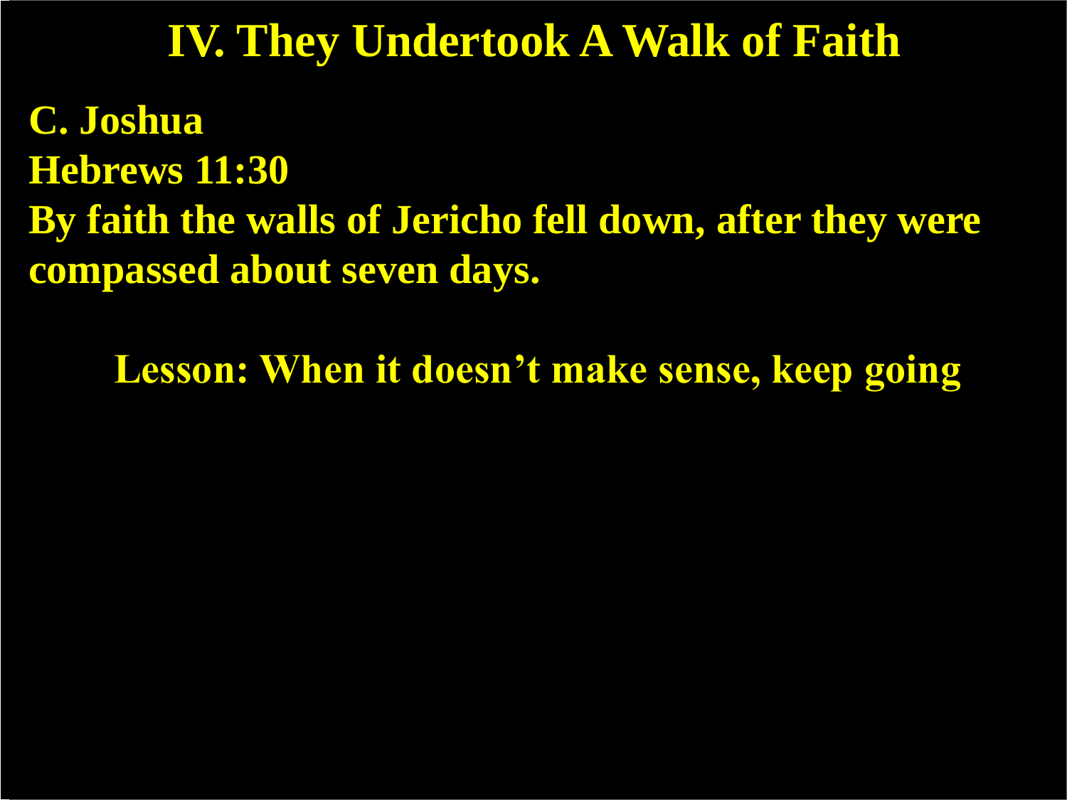# IV. They Undertook A Walk of Faith

**C. Joshua**

**Hebrews 11:30**

**By faith the walls of Jericho fell down, after they were compassed about seven days.**

**Lesson: When it doesn’t make sense, keep going**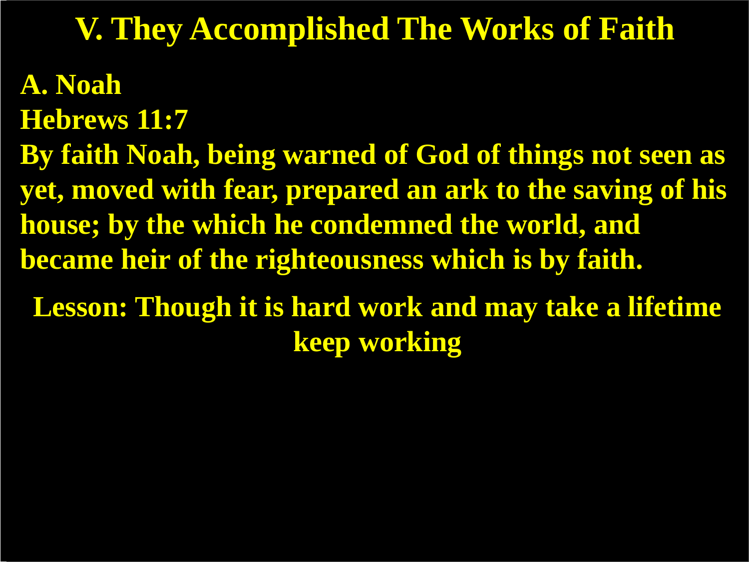# V. They Accomplished The Works of Faith

**A. Noah**

**Hebrews 11:7**

**By faith Noah, being warned of God of things not seen as yet, moved with fear, prepared an ark to the saving of his house; by the which he condemned the world, and became heir of the righteousness which is by faith.**

**Lesson: Though it is hard work and may take a lifetime keep working**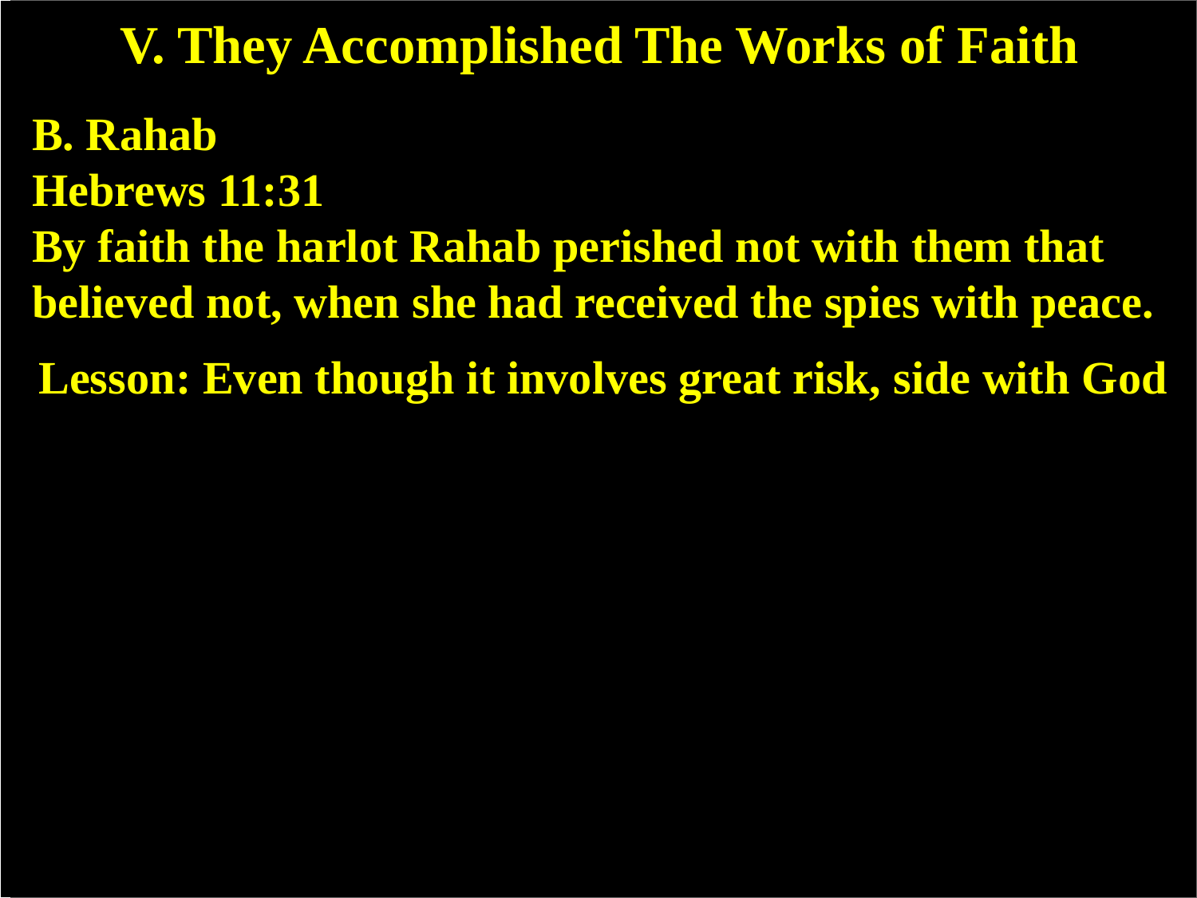# V. They Accomplished The Works of Faith

**B. Rahab**

**Hebrews 11:31**

**By faith the harlot Rahab perished not with them that believed not, when she had received the spies with peace.**

**Lesson: Even though it involves great risk, side with God**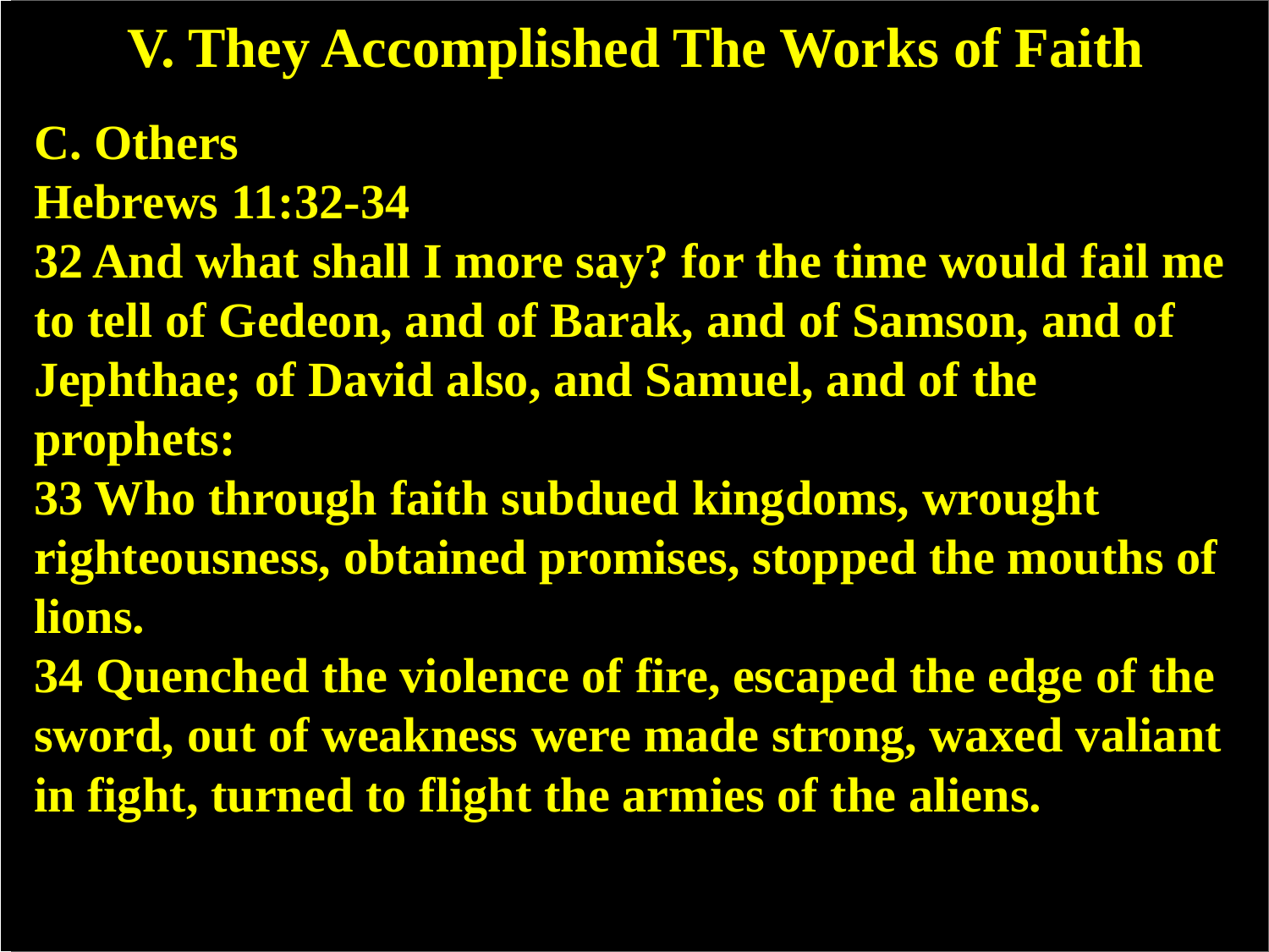# V. They Accomplished The Works of Faith

**C. Others**

**Hebrews 11:32-34**

**32 And what shall I more say? for the time would fail me to tell of Gedeon, and of Barak, and of Samson, and of Jephthae; of David also, and Samuel, and of the prophets:**

**33 Who through faith subdued kingdoms, wrought righteousness, obtained promises, stopped the mouths of lions.**

**34 Quenched the violence of fire, escaped the edge of the sword, out of weakness were made strong, waxed valiant in fight, turned to flight the armies of the aliens.**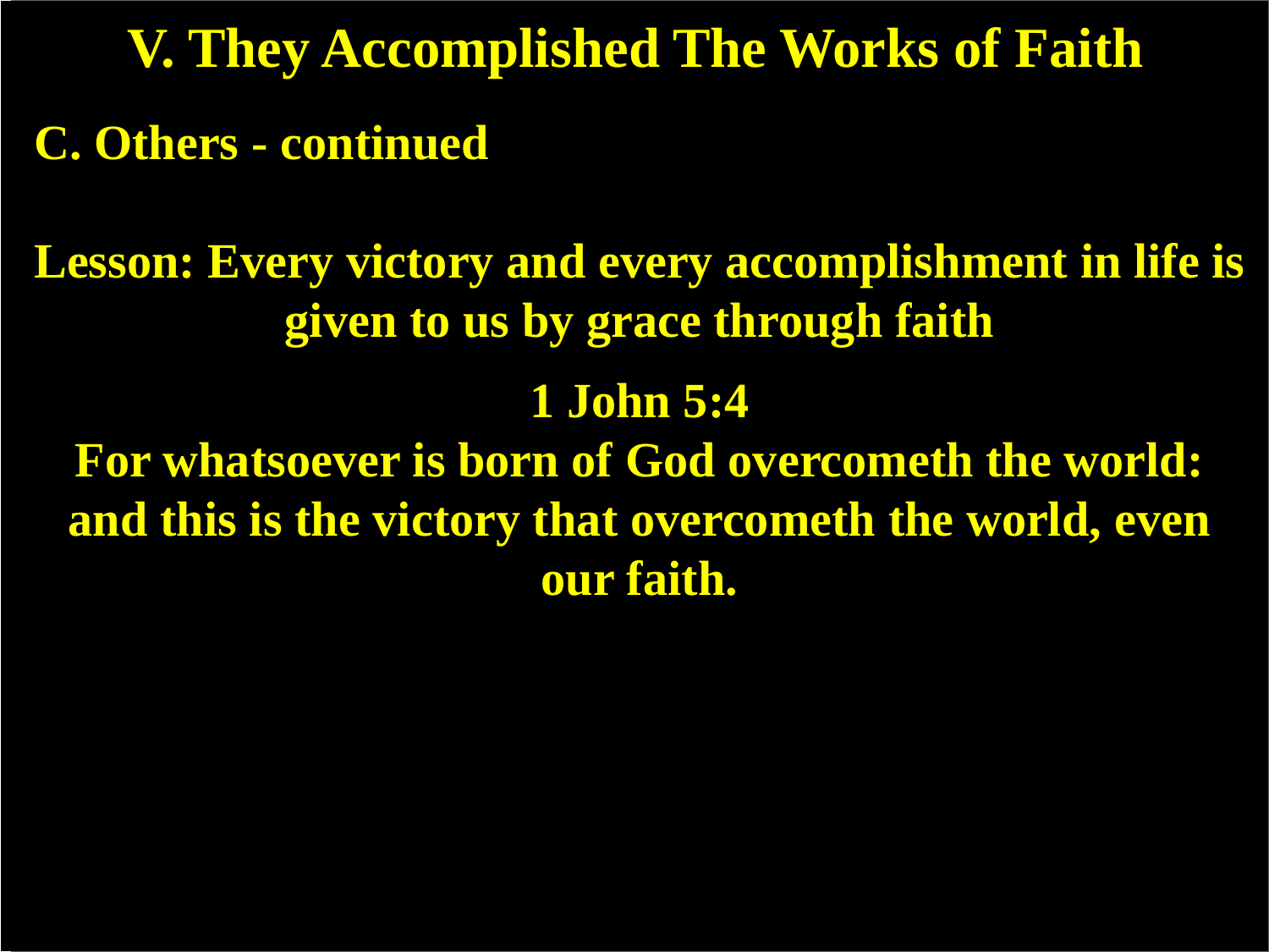# V. They Accomplished The Works of Faith

## C. Others - continued

**Lesson: Every victory and every accomplishment in life is given to us by grace through faith**

**1 John 5:4**

**For whatsoever is born of God overcometh the world: and this is the victory that overcometh the world, even our faith.**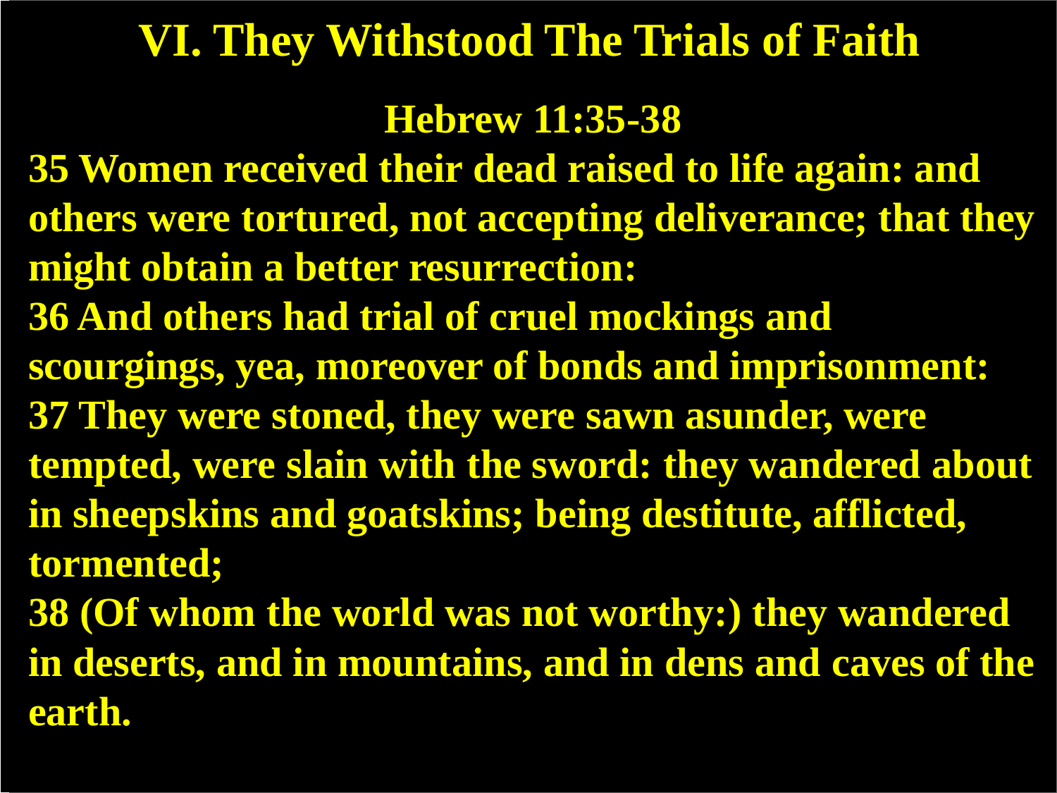# VI. They Withstood The Trials of Faith

## Hebrew 11:35-38

**35 Women received their dead raised to life again: and others were tortured, not accepting deliverance; that they might obtain a better resurrection:**

**36 And others had trial of cruel mockings and scourgings, yea, moreover of bonds and imprisonment:**

**37 They were stoned, they were sawn asunder, were tempted, were slain with the sword: they wandered about in sheepskins and goatskins; being destitute, afflicted, tormented;**

**38 (Of whom the world was not worthy:) they wandered in deserts, and in mountains, and in dens and caves of the earth.**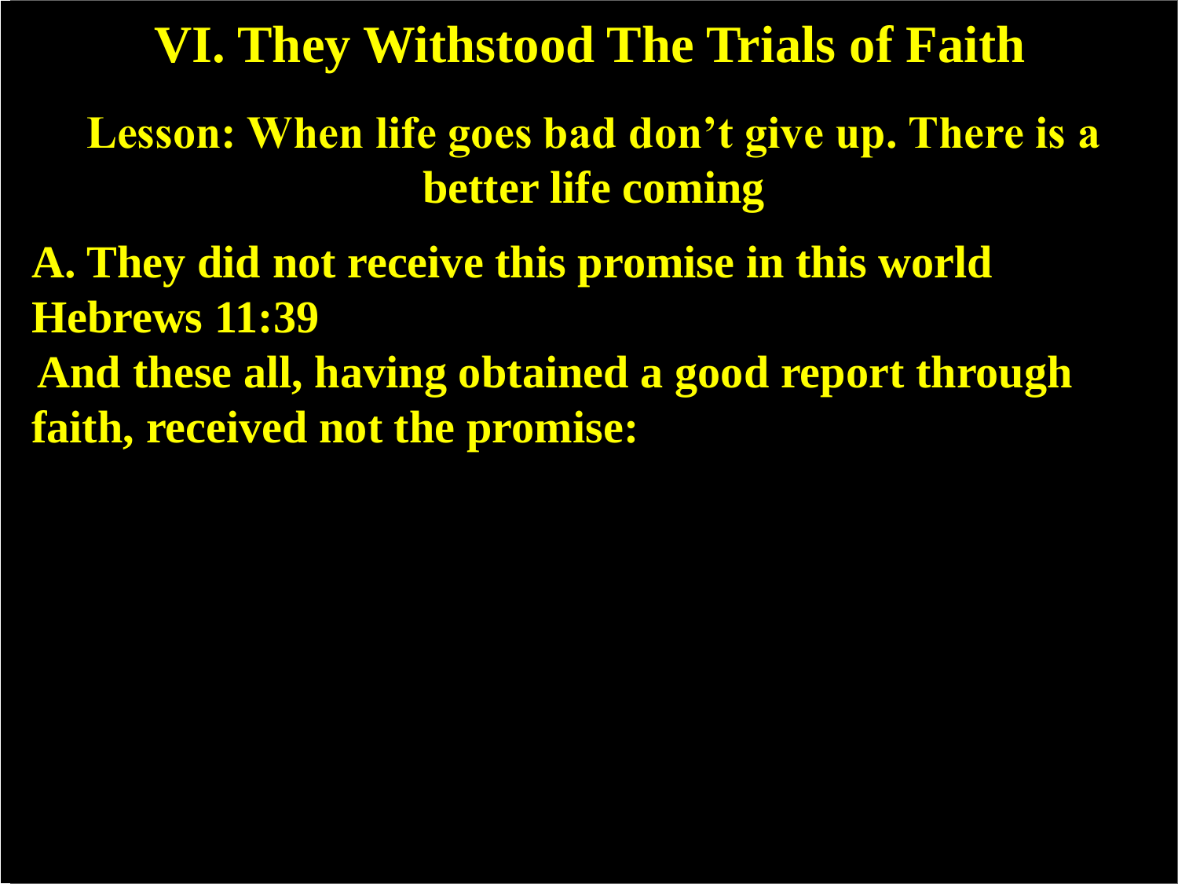# VI. They Withstood The Trials of Faith

**Lesson: When life goes bad don't give up. There is a better life coming**

**A. They did not receive this promise in this world Hebrews 11:39**

**And these all, having obtained a good report through faith, received not the promise:**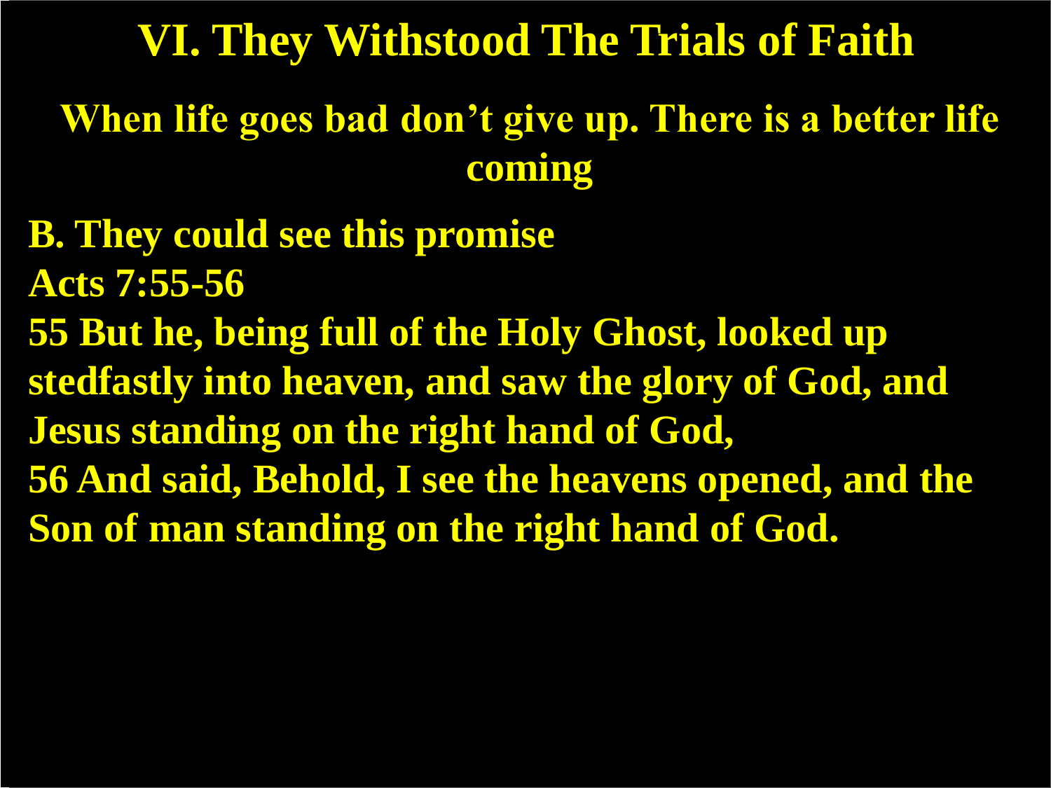# VI. They Withstood The Trials of Faith

## When life goes bad don't give up. There is a better life coming

**B. They could see this promise**

**Acts 7:55-56**

**55 But he, being full of the Holy Ghost, looked up stedfastly into heaven, and saw the glory of God, and Jesus standing on the right hand of God,**

**56 And said, Behold, I see the heavens opened, and the Son of man standing on the right hand of God.**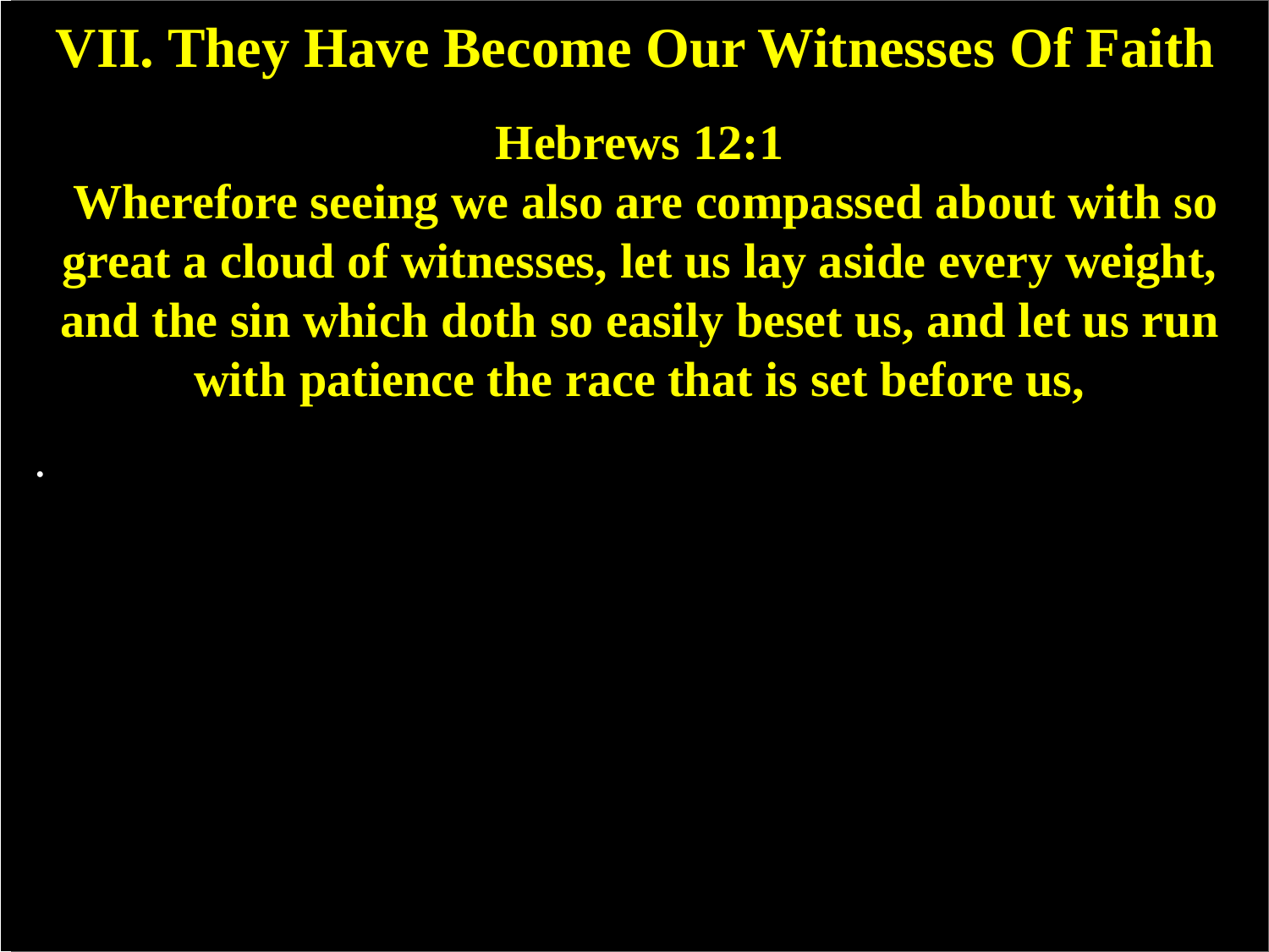# VII. They Have Become Our Witnesses Of Faith

## Hebrews 12:1

**Wherefore seeing we also are compassed about with so great a cloud of witnesses, let us lay aside every weight, and the sin which doth so easily beset us, and let us run with patience the race that is set before us,**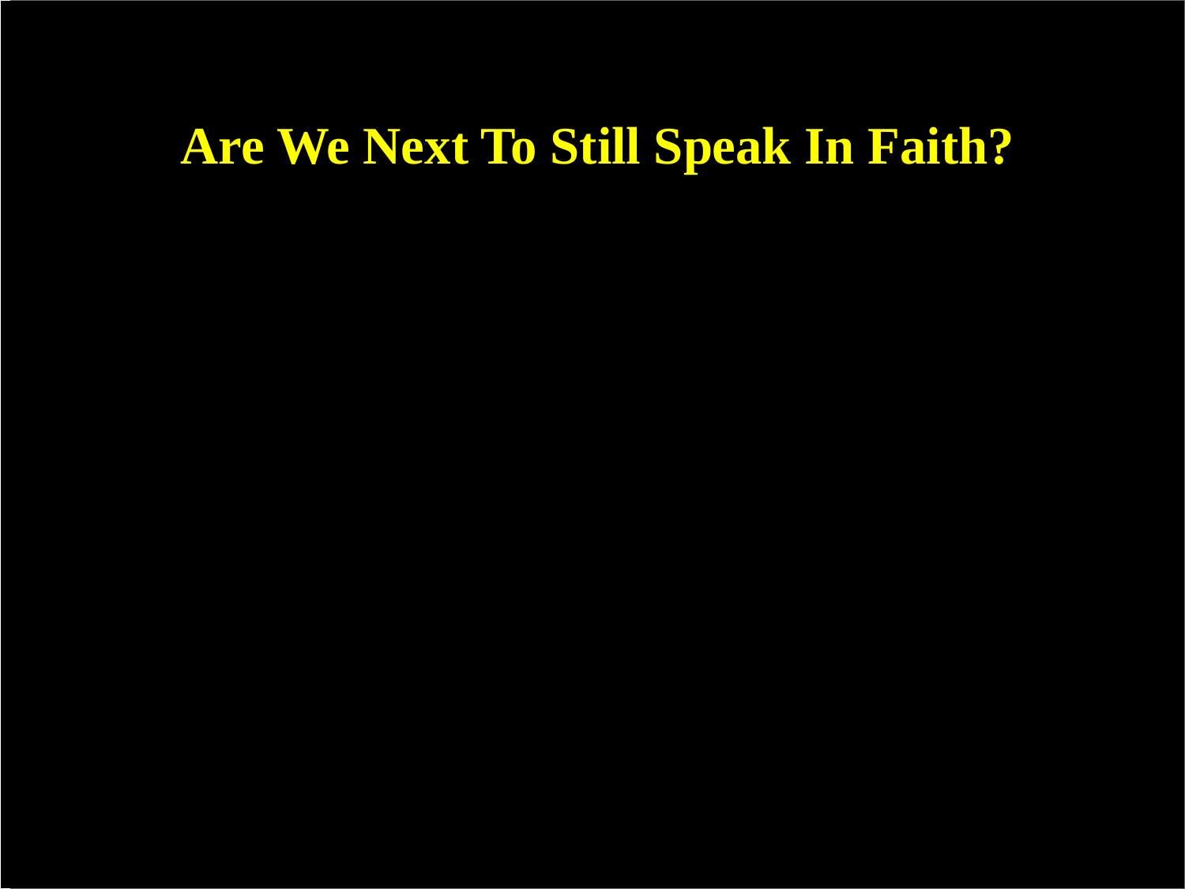# Are We Next To Still Speak In Faith?